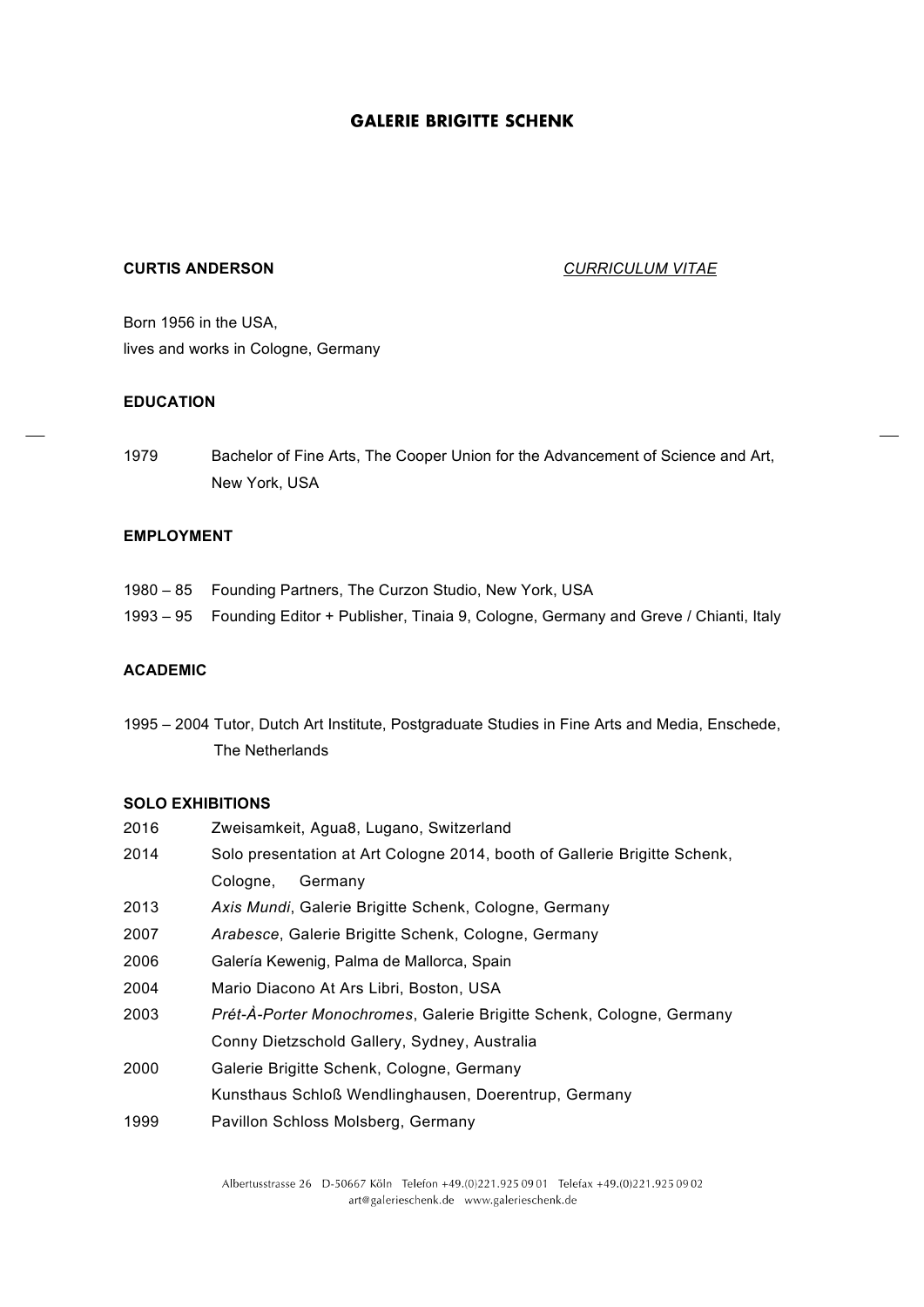# GALERIE BRIGITTE SCHENK

**CURTIS ANDERSON** *CURRICULUM VITAE*

Born 1956 in the USA,
lives and works in Cologne, Germany

## EDUCATION

1979 Bachelor of Fine Arts, The Cooper Union for the Advancement of Science and Art, New York, USA

## EMPLOYMENT

1980 – 85 Founding Partners, The Curzon Studio, New York, USA
1993 – 95 Founding Editor + Publisher, Tinaia 9, Cologne, Germany and Greve / Chianti, Italy

## ACADEMIC

1995 – 2004 Tutor, Dutch Art Institute, Postgraduate Studies in Fine Arts and Media, Enschede, The Netherlands

## SOLO EXHIBITIONS

2016 Zweisamkeit, Agua8, Lugano, Switzerland
2014 Solo presentation at Art Cologne 2014, booth of Gallerie Brigitte Schenk, Cologne, Germany
2013 *Axis Mundi*, Galerie Brigitte Schenk, Cologne, Germany
2007 *Arabesce*, Galerie Brigitte Schenk, Cologne, Germany
2006 Galería Kewenig, Palma de Mallorca, Spain
2004 Mario Diacono At Ars Libri, Boston, USA
2003 *Prét-À-Porter Monochromes*, Galerie Brigitte Schenk, Cologne, Germany
Conny Dietzschold Gallery, Sydney, Australia
2000 Galerie Brigitte Schenk, Cologne, Germany
Kunsthaus Schloß Wendlinghausen, Doerentrup, Germany
1999 Pavillon Schloss Molsberg, Germany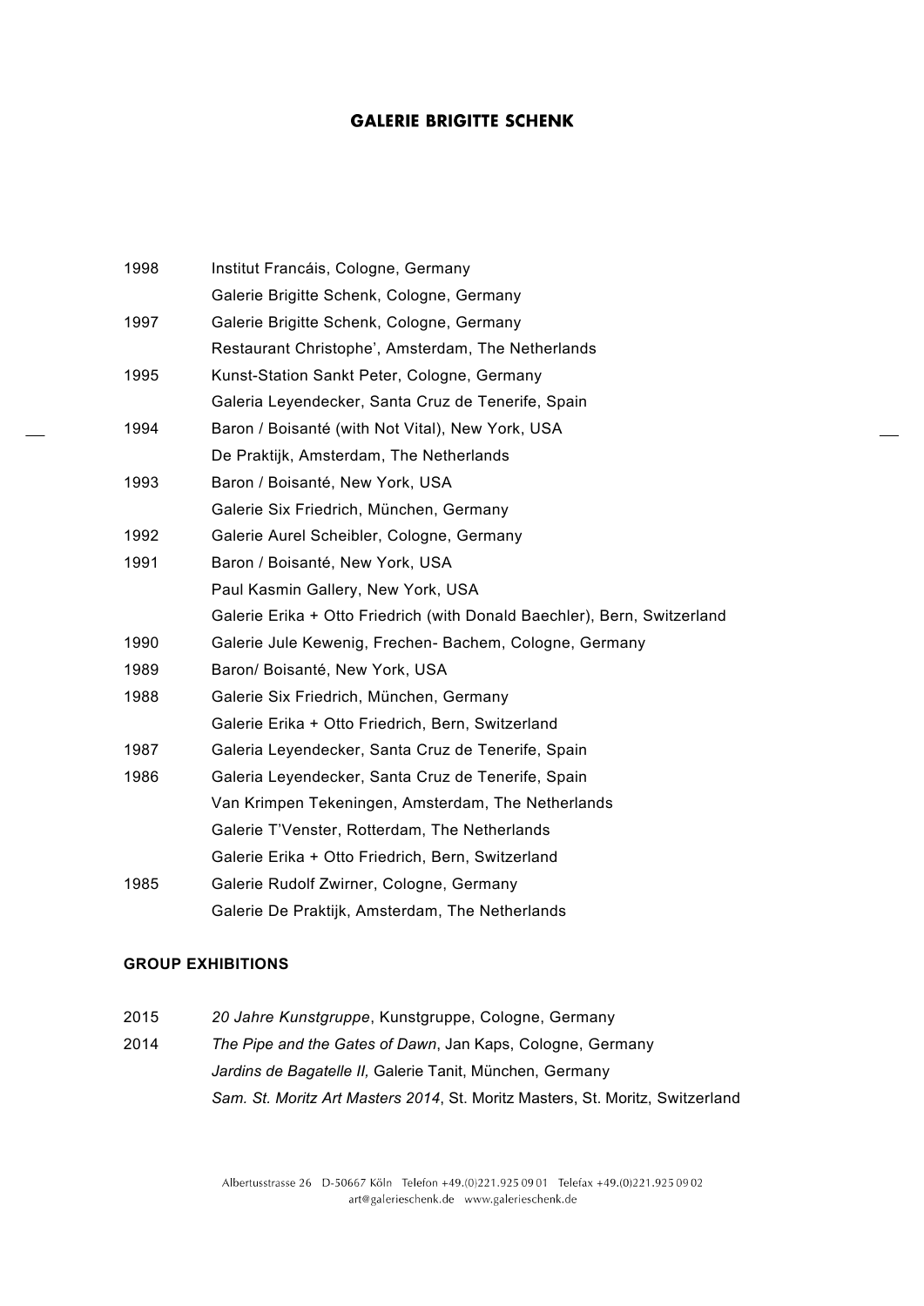| | |
|---|---|
| 1998 | Institut Francáis, Cologne, Germany |
| | Galerie Brigitte Schenk, Cologne, Germany |
| 1997 | Galerie Brigitte Schenk, Cologne, Germany |
| | Restaurant Christophe', Amsterdam, The Netherlands |
| 1995 | Kunst-Station Sankt Peter, Cologne, Germany |
| | Galeria Leyendecker, Santa Cruz de Tenerife, Spain |
| 1994 | Baron / Boisanté (with Not Vital), New York, USA |
| | De Praktijk, Amsterdam, The Netherlands |
| 1993 | Baron / Boisanté, New York, USA |
| | Galerie Six Friedrich, München, Germany |
| 1992 | Galerie Aurel Scheibler, Cologne, Germany |
| 1991 | Baron / Boisanté, New York, USA |
| | Paul Kasmin Gallery, New York, USA |
| | Galerie Erika + Otto Friedrich (with Donald Baechler), Bern, Switzerland |
| 1990 | Galerie Jule Kewenig, Frechen- Bachem, Cologne, Germany |
| 1989 | Baron/ Boisanté, New York, USA |
| 1988 | Galerie Six Friedrich, München, Germany |
| | Galerie Erika + Otto Friedrich, Bern, Switzerland |
| 1987 | Galeria Leyendecker, Santa Cruz de Tenerife, Spain |
| 1986 | Galeria Leyendecker, Santa Cruz de Tenerife, Spain |
| | Van Krimpen Tekeningen, Amsterdam, The Netherlands |
| | Galerie T'Venster, Rotterdam, The Netherlands |
| | Galerie Erika + Otto Friedrich, Bern, Switzerland |
| 1985 | Galerie Rudolf Zwirner, Cologne, Germany |
| | Galerie De Praktijk, Amsterdam, The Netherlands |

**GROUP EXHIBITIONS**

| | |
|---|---|
| 2015 | *20 Jahre Kunstgruppe*, Kunstgruppe, Cologne, Germany |
| 2014 | *The Pipe and the Gates of Dawn*, Jan Kaps, Cologne, Germany |
| | *Jardins de Bagatelle II,* Galerie Tanit, München, Germany |
| | *Sam. St. Moritz Art Masters 2014*, St. Moritz Masters, St. Moritz, Switzerland |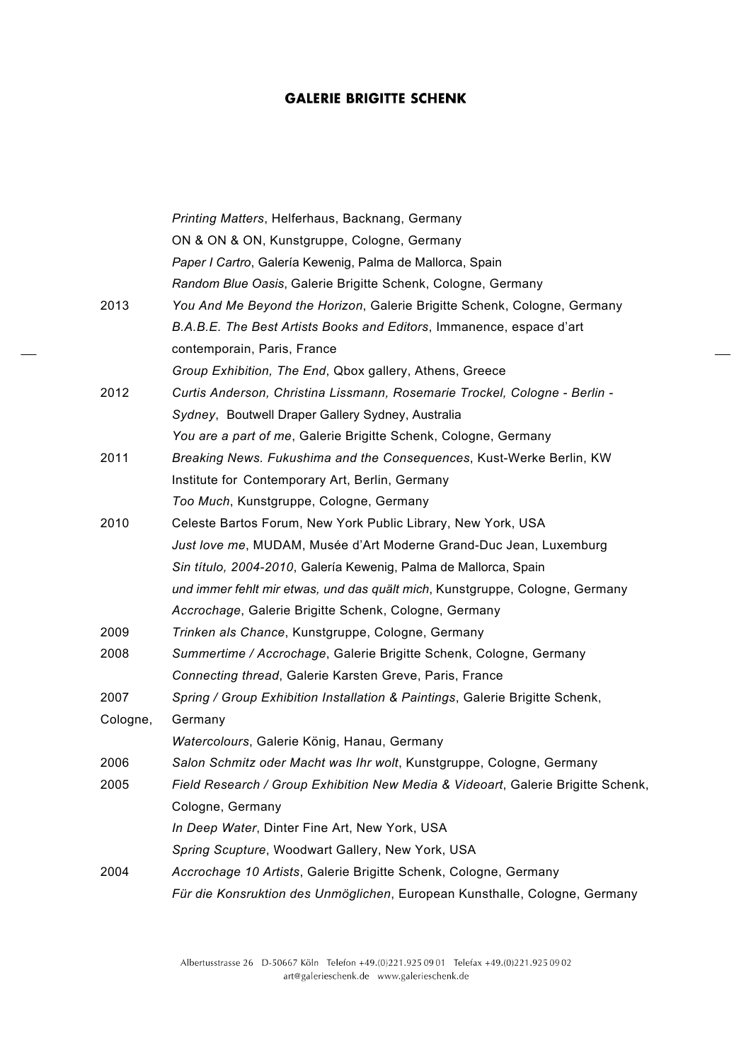| | |
|---|---|
| | *Printing Matters*, Helferhaus, Backnang, Germany |
| | ON & ON & ON, Kunstgruppe, Cologne, Germany |
| | *Paper I Cartro*, Galería Kewenig, Palma de Mallorca, Spain |
| | *Random Blue Oasis*, Galerie Brigitte Schenk, Cologne, Germany |
| 2013 | *You And Me Beyond the Horizon*, Galerie Brigitte Schenk, Cologne, Germany |
| | *B.A.B.E. The Best Artists Books and Editors*, Immanence, espace d'art contemporain, Paris, France |
| | *Group Exhibition, The End*, Qbox gallery, Athens, Greece |
| 2012 | *Curtis Anderson, Christina Lissmann, Rosemarie Trockel, Cologne - Berlin - Sydney*, Boutwell Draper Gallery Sydney, Australia |
| | *You are a part of me*, Galerie Brigitte Schenk, Cologne, Germany |
| 2011 | *Breaking News. Fukushima and the Consequences*, Kust-Werke Berlin, KW Institute for Contemporary Art, Berlin, Germany |
| | *Too Much*, Kunstgruppe, Cologne, Germany |
| 2010 | Celeste Bartos Forum, New York Public Library, New York, USA |
| | *Just love me*, MUDAM, Musée d'Art Moderne Grand-Duc Jean, Luxemburg |
| | *Sin título, 2004-2010*, Galería Kewenig, Palma de Mallorca, Spain |
| | *und immer fehlt mir etwas, und das quält mich*, Kunstgruppe, Cologne, Germany |
| | *Accrochage*, Galerie Brigitte Schenk, Cologne, Germany |
| 2009 | *Trinken als Chance*, Kunstgruppe, Cologne, Germany |
| 2008 | *Summertime / Accrochage*, Galerie Brigitte Schenk, Cologne, Germany |
| | *Connecting thread*, Galerie Karsten Greve, Paris, France |
| 2007 | *Spring / Group Exhibition Installation & Paintings*, Galerie Brigitte Schenk, Cologne, Germany |
| | *Watercolours*, Galerie König, Hanau, Germany |
| 2006 | *Salon Schmitz oder Macht was Ihr wolt*, Kunstgruppe, Cologne, Germany |
| 2005 | *Field Research / Group Exhibition New Media & Videoart*, Galerie Brigitte Schenk, Cologne, Germany |
| | *In Deep Water*, Dinter Fine Art, New York, USA |
| | *Spring Scupture*, Woodwart Gallery, New York, USA |
| 2004 | *Accrochage 10 Artists*, Galerie Brigitte Schenk, Cologne, Germany |
| | *Für die Konsruktion des Unmöglichen*, European Kunsthalle, Cologne, Germany |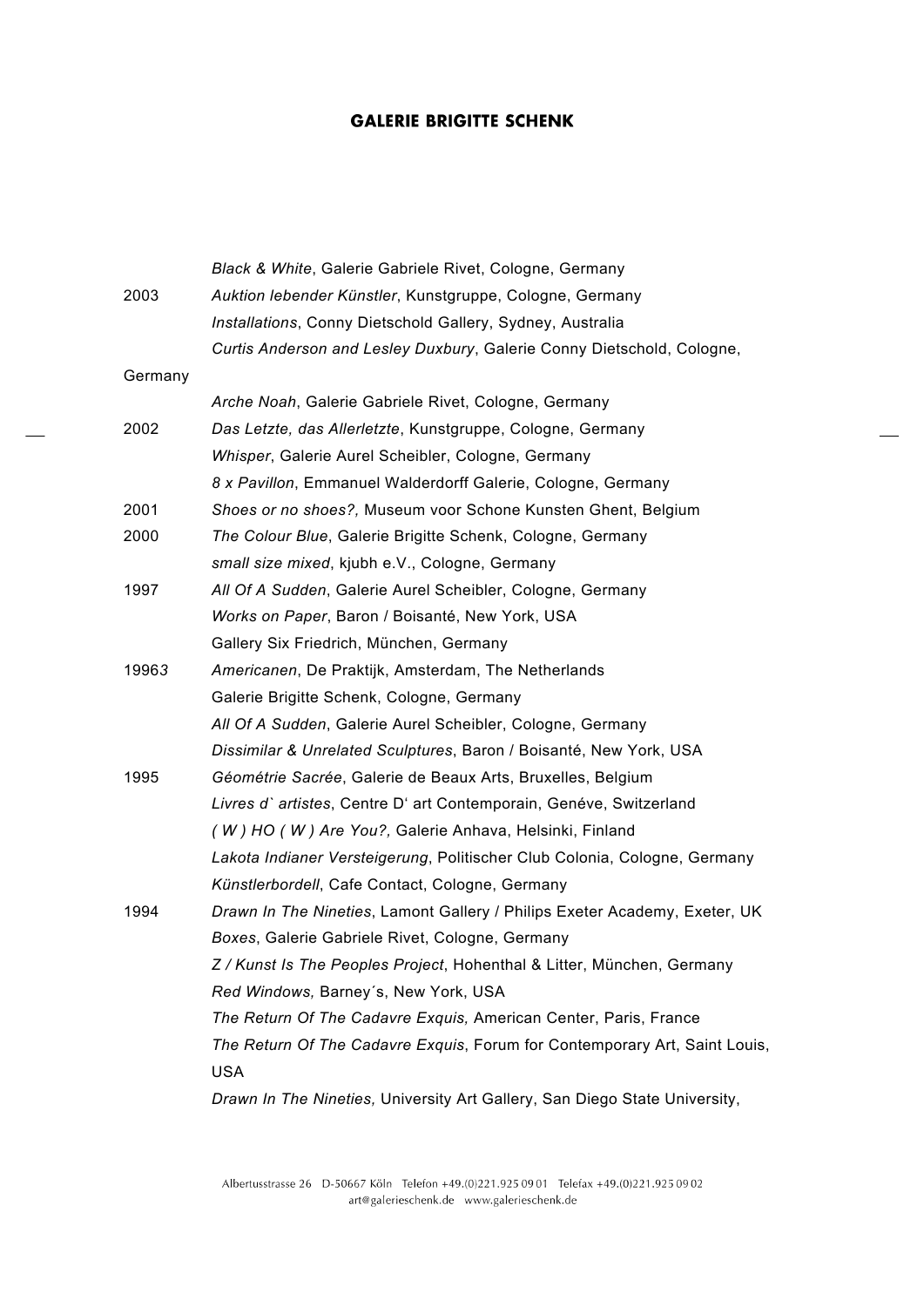| | |
|---|---|
| | *Black & White*, Galerie Gabriele Rivet, Cologne, Germany |
| 2003 | *Auktion lebender Künstler*, Kunstgruppe, Cologne, Germany |
| | *Installations*, Conny Dietschold Gallery, Sydney, Australia |
| | *Curtis Anderson and Lesley Duxbury*, Galerie Conny Dietschold, Cologne, Germany |
| | *Arche Noah*, Galerie Gabriele Rivet, Cologne, Germany |
| 2002 | *Das Letzte, das Allerletzte*, Kunstgruppe, Cologne, Germany |
| | *Whisper*, Galerie Aurel Scheibler, Cologne, Germany |
| | *8 x Pavillon*, Emmanuel Walderdorff Galerie, Cologne, Germany |
| 2001 | *Shoes or no shoes?,* Museum voor Schone Kunsten Ghent, Belgium |
| 2000 | *The Colour Blue*, Galerie Brigitte Schenk, Cologne, Germany |
| | *small size mixed*, kjubh e.V., Cologne, Germany |
| 1997 | *All Of A Sudden*, Galerie Aurel Scheibler, Cologne, Germany |
| | *Works on Paper*, Baron / Boisanté, New York, USA |
| | Gallery Six Friedrich, München, Germany |
| 19963 | *Americanen*, De Praktijk, Amsterdam, The Netherlands |
| | Galerie Brigitte Schenk, Cologne, Germany |
| | *All Of A Sudden*, Galerie Aurel Scheibler, Cologne, Germany |
| | *Dissimilar & Unrelated Sculptures*, Baron / Boisanté, New York, USA |
| 1995 | *Géométrie Sacrée*, Galerie de Beaux Arts, Bruxelles, Belgium |
| | *Livres d` artistes*, Centre D' art Contemporain, Genéve, Switzerland |
| | *( W ) HO ( W ) Are You?,* Galerie Anhava, Helsinki, Finland |
| | *Lakota Indianer Versteigerung*, Politischer Club Colonia, Cologne, Germany |
| | *Künstlerbordell*, Cafe Contact, Cologne, Germany |
| 1994 | *Drawn In The Nineties*, Lamont Gallery / Philips Exeter Academy, Exeter, UK |
| | *Boxes*, Galerie Gabriele Rivet, Cologne, Germany |
| | *Z / Kunst Is The Peoples Project*, Hohenthal & Litter, München, Germany |
| | *Red Windows,* Barney´s, New York, USA |
| | *The Return Of The Cadavre Exquis,* American Center, Paris, France |
| | *The Return Of The Cadavre Exquis*, Forum for Contemporary Art, Saint Louis, USA |
| | *Drawn In The Nineties,* University Art Gallery, San Diego State University, |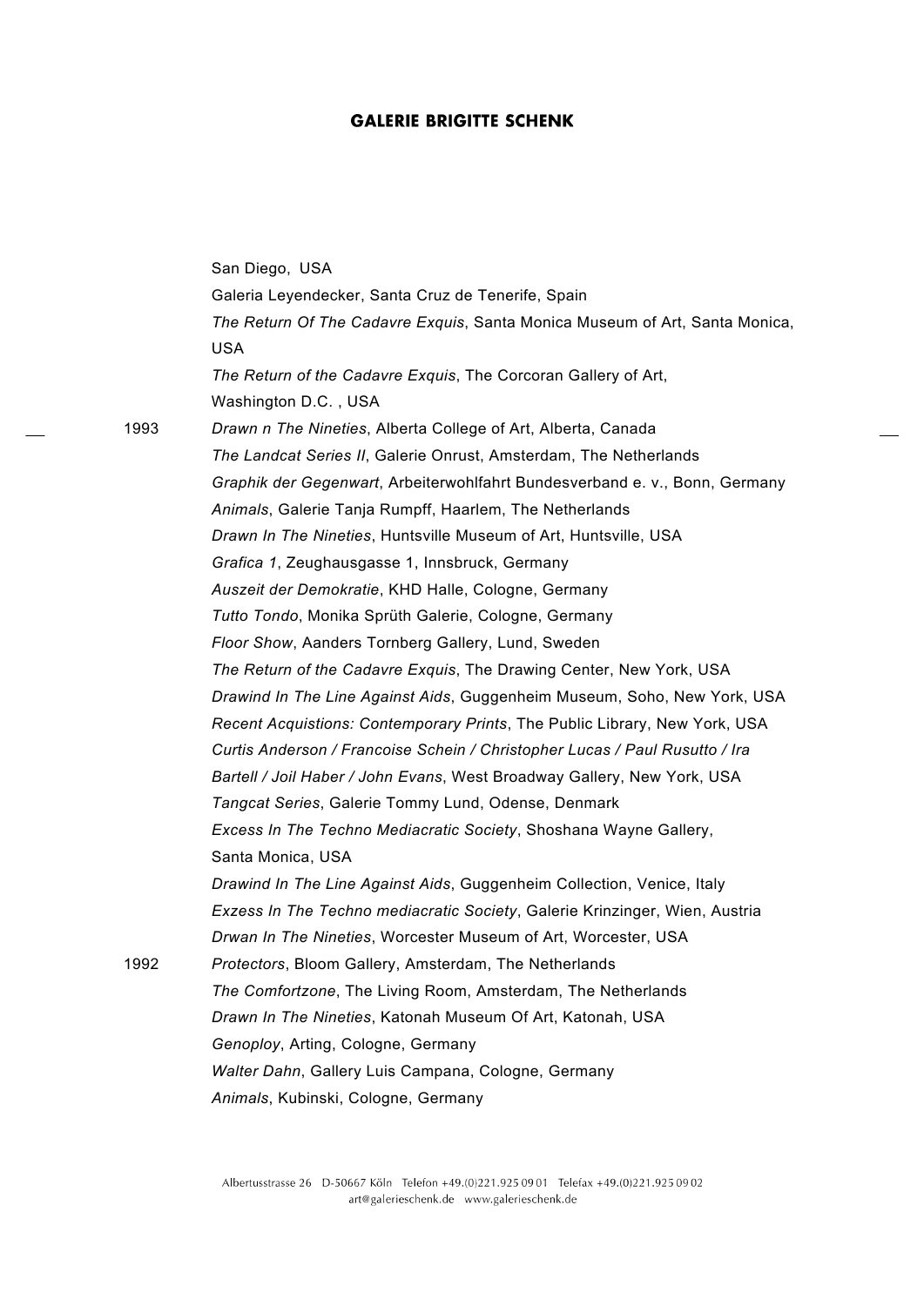San Diego, USA
Galeria Leyendecker, Santa Cruz de Tenerife, Spain
*The Return Of The Cadavre Exquis*, Santa Monica Museum of Art, Santa Monica, USA
*The Return of the Cadavre Exquis*, The Corcoran Gallery of Art, Washington D.C. , USA

1993 *Drawn n The Nineties*, Alberta College of Art, Alberta, Canada
*The Landcat Series II*, Galerie Onrust, Amsterdam, The Netherlands
*Graphik der Gegenwart*, Arbeiterwohlfahrt Bundesverband e. v., Bonn, Germany
*Animals*, Galerie Tanja Rumpff, Haarlem, The Netherlands
*Drawn In The Nineties*, Huntsville Museum of Art, Huntsville, USA
*Grafica 1*, Zeughausgasse 1, Innsbruck, Germany
*Auszeit der Demokratie*, KHD Halle, Cologne, Germany
*Tutto Tondo*, Monika Sprüth Galerie, Cologne, Germany
*Floor Show*, Aanders Tornberg Gallery, Lund, Sweden
*The Return of the Cadavre Exquis*, The Drawing Center, New York, USA
*Drawind In The Line Against Aids*, Guggenheim Museum, Soho, New York, USA
*Recent Acquistions: Contemporary Prints*, The Public Library, New York, USA
*Curtis Anderson / Francoise Schein / Christopher Lucas / Paul Rusutto / Ira Bartell / Joil Haber / John Evans*, West Broadway Gallery, New York, USA
*Tangcat Series*, Galerie Tommy Lund, Odense, Denmark
*Excess In The Techno Mediacratic Society*, Shoshana Wayne Gallery, Santa Monica, USA
*Drawind In The Line Against Aids*, Guggenheim Collection, Venice, Italy
*Exzess In The Techno mediacratic Society*, Galerie Krinzinger, Wien, Austria
*Drwan In The Nineties*, Worcester Museum of Art, Worcester, USA

1992 *Protectors*, Bloom Gallery, Amsterdam, The Netherlands
*The Comfortzone*, The Living Room, Amsterdam, The Netherlands
*Drawn In The Nineties*, Katonah Museum Of Art, Katonah, USA
*Genoploy*, Arting, Cologne, Germany
*Walter Dahn*, Gallery Luis Campana, Cologne, Germany
*Animals*, Kubinski, Cologne, Germany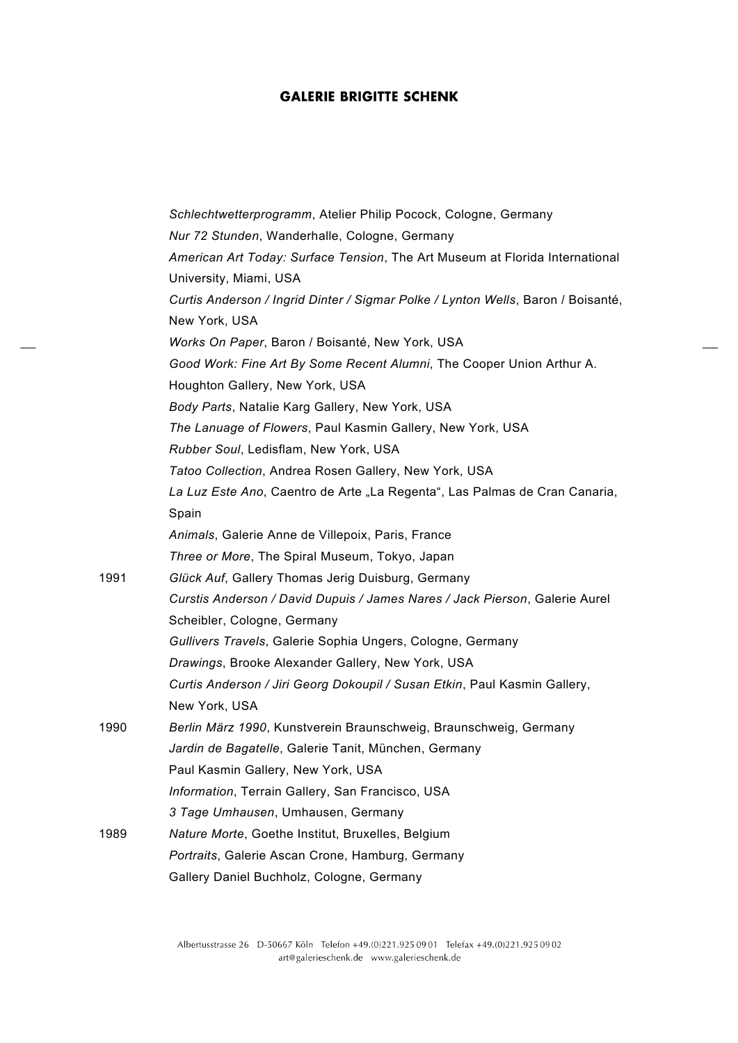*Schlechtwetterprogramm*, Atelier Philip Pocock, Cologne, Germany
*Nur 72 Stunden*, Wanderhalle, Cologne, Germany
*American Art Today: Surface Tension*, The Art Museum at Florida International University, Miami, USA
*Curtis Anderson / Ingrid Dinter / Sigmar Polke / Lynton Wells*, Baron / Boisanté, New York, USA
*Works On Paper*, Baron / Boisanté, New York, USA
*Good Work: Fine Art By Some Recent Alumni*, The Cooper Union Arthur A. Houghton Gallery, New York, USA
*Body Parts*, Natalie Karg Gallery, New York, USA
*The Lanuage of Flowers*, Paul Kasmin Gallery, New York, USA
*Rubber Soul*, Ledisflam, New York, USA
*Tatoo Collection*, Andrea Rosen Gallery, New York, USA
*La Luz Este Ano*, Caentro de Arte „La Regenta", Las Palmas de Cran Canaria, Spain
*Animals*, Galerie Anne de Villepoix, Paris, France
*Three or More*, The Spiral Museum, Tokyo, Japan

1991 *Glück Auf*, Gallery Thomas Jerig Duisburg, Germany
*Curstis Anderson / David Dupuis / James Nares / Jack Pierson*, Galerie Aurel Scheibler, Cologne, Germany
*Gullivers Travels*, Galerie Sophia Ungers, Cologne, Germany
*Drawings*, Brooke Alexander Gallery, New York, USA
*Curtis Anderson / Jiri Georg Dokoupil / Susan Etkin*, Paul Kasmin Gallery, New York, USA

1990 *Berlin März 1990*, Kunstverein Braunschweig, Braunschweig, Germany
*Jardin de Bagatelle*, Galerie Tanit, München, Germany
Paul Kasmin Gallery, New York, USA
*Information*, Terrain Gallery, San Francisco, USA
*3 Tage Umhausen*, Umhausen, Germany

1989 *Nature Morte*, Goethe Institut, Bruxelles, Belgium
*Portraits*, Galerie Ascan Crone, Hamburg, Germany
Gallery Daniel Buchholz, Cologne, Germany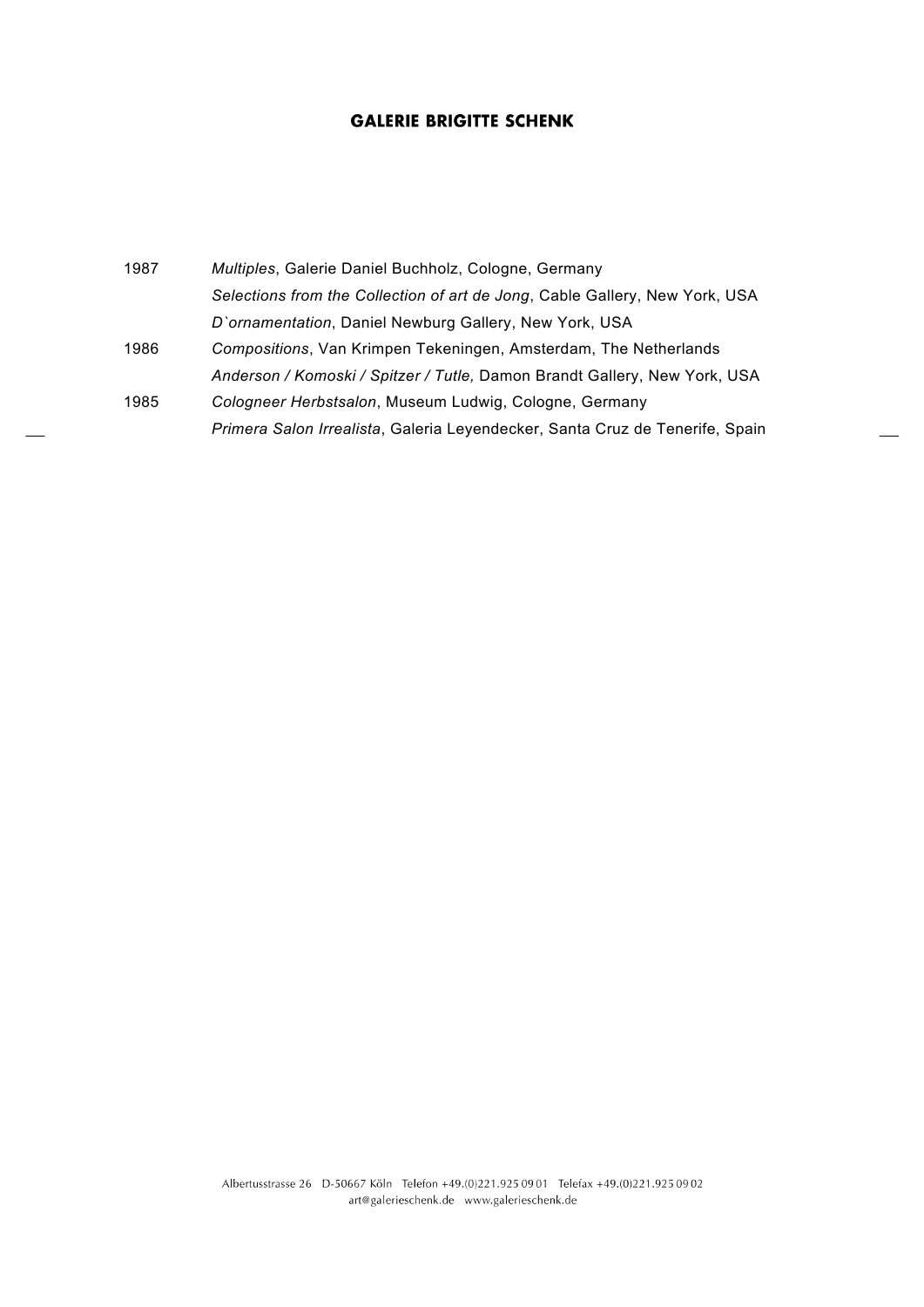1987 *Multiples*, Galerie Daniel Buchholz, Cologne, Germany
*Selections from the Collection of art de Jong*, Cable Gallery, New York, USA
*D`ornamentation*, Daniel Newburg Gallery, New York, USA

1986 *Compositions*, Van Krimpen Tekeningen, Amsterdam, The Netherlands
*Anderson / Komoski / Spitzer / Tutle,* Damon Brandt Gallery, New York, USA

1985 *Cologneer Herbstsalon*, Museum Ludwig, Cologne, Germany
*Primera Salon Irrealista*, Galeria Leyendecker, Santa Cruz de Tenerife, Spain